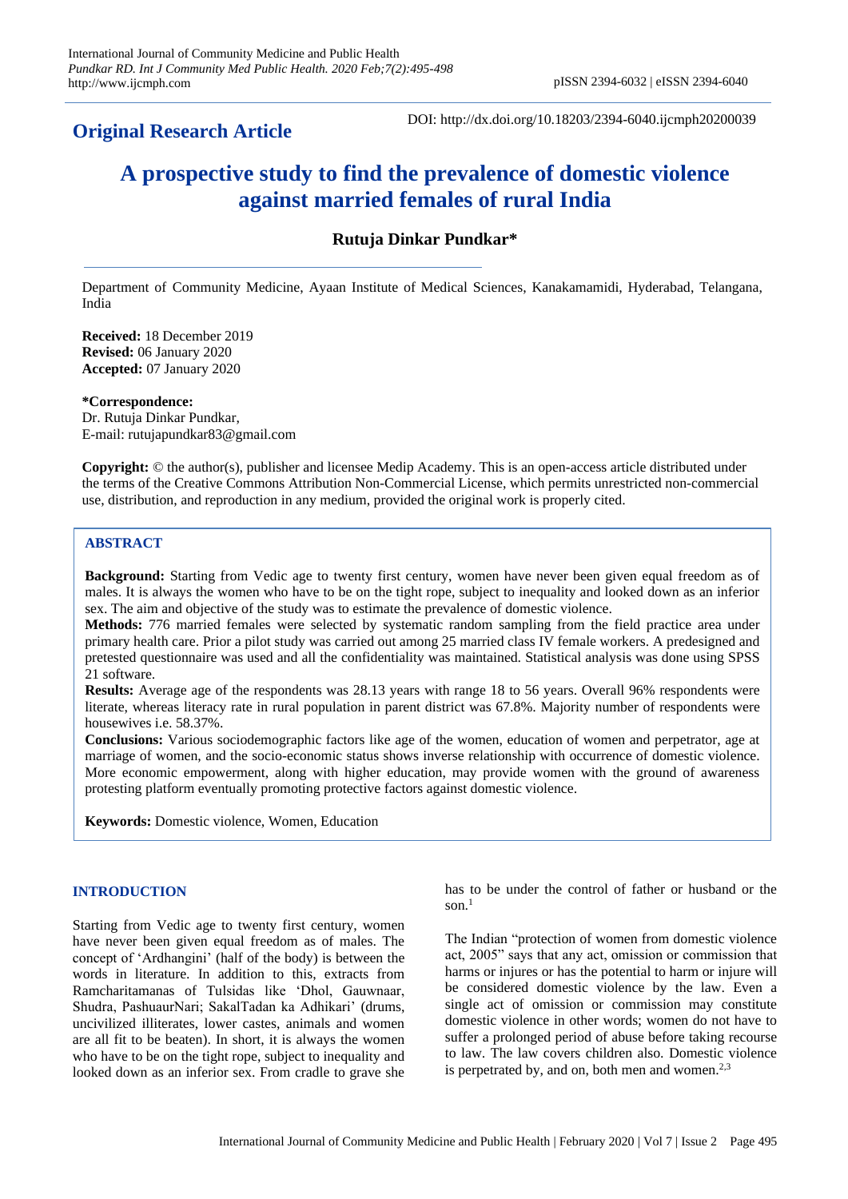**Original Research Article**

DOI: http://dx.doi.org/10.18203/2394-6040.ijcmph20200039

# A prospective study to find the prevalence of domestic violence against married females of rural India

**Rutuja Dinkar Pundkar***

Department of Community Medicine, Ayaan Institute of Medical Sciences, Kanakamamidi, Hyderabad, Telangana, India

**Received:** 18 December 2019
**Revised:** 06 January 2020
**Accepted:** 07 January 2020

***Correspondence:**
Dr. Rutuja Dinkar Pundkar,
E-mail: rutujapundkar83@gmail.com

**Copyright:** © the author(s), publisher and licensee Medip Academy. This is an open-access article distributed under the terms of the Creative Commons Attribution Non-Commercial License, which permits unrestricted non-commercial use, distribution, and reproduction in any medium, provided the original work is properly cited.

## ABSTRACT

**Background:** Starting from Vedic age to twenty first century, women have never been given equal freedom as of males. It is always the women who have to be on the tight rope, subject to inequality and looked down as an inferior sex. The aim and objective of the study was to estimate the prevalence of domestic violence.

**Methods:** 776 married females were selected by systematic random sampling from the field practice area under primary health care. Prior a pilot study was carried out among 25 married class IV female workers. A predesigned and pretested questionnaire was used and all the confidentiality was maintained. Statistical analysis was done using SPSS 21 software.

**Results:** Average age of the respondents was 28.13 years with range 18 to 56 years. Overall 96% respondents were literate, whereas literacy rate in rural population in parent district was 67.8%. Majority number of respondents were housewives i.e. 58.37%.

**Conclusions:** Various sociodemographic factors like age of the women, education of women and perpetrator, age at marriage of women, and the socio-economic status shows inverse relationship with occurrence of domestic violence. More economic empowerment, along with higher education, may provide women with the ground of awareness protesting platform eventually promoting protective factors against domestic violence.

**Keywords:** Domestic violence, Women, Education

## INTRODUCTION

Starting from Vedic age to twenty first century, women have never been given equal freedom as of males. The concept of 'Ardhangini' (half of the body) is between the words in literature. In addition to this, extracts from Ramcharitamanas of Tulsidas like 'Dhol, Gauwnaar, Shudra, PashuaurNari; SakalTadan ka Adhikari' (drums, uncivilized illiterates, lower castes, animals and women are all fit to be beaten). In short, it is always the women who have to be on the tight rope, subject to inequality and looked down as an inferior sex. From cradle to grave she has to be under the control of father or husband or the son.[1]

The Indian "protection of women from domestic violence act, 2005" says that any act, omission or commission that harms or injures or has the potential to harm or injure will be considered domestic violence by the law. Even a single act of omission or commission may constitute domestic violence in other words; women do not have to suffer a prolonged period of abuse before taking recourse to law. The law covers children also. Domestic violence is perpetrated by, and on, both men and women.[2,3]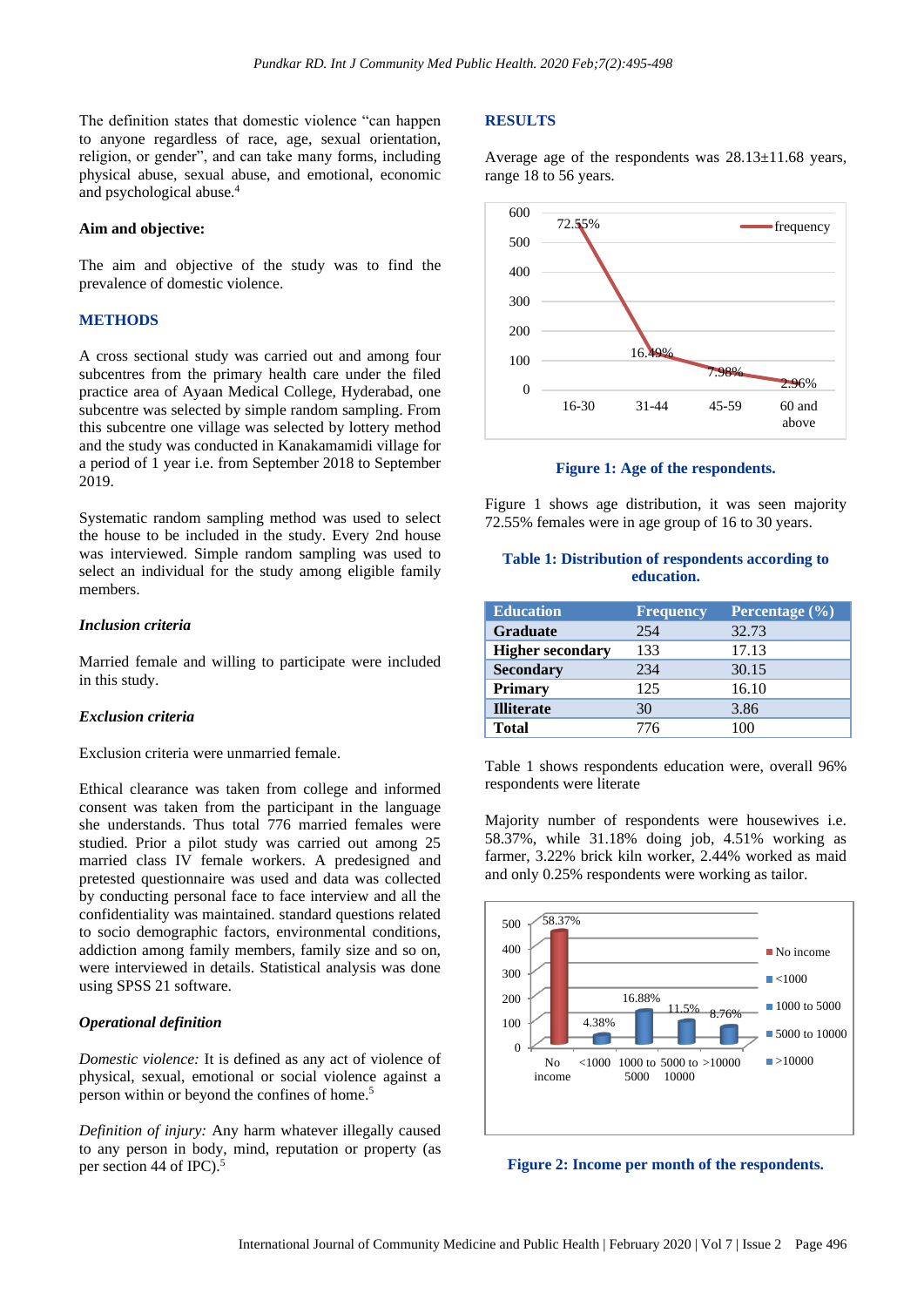The definition states that domestic violence "can happen to anyone regardless of race, age, sexual orientation, religion, or gender", and can take many forms, including physical abuse, sexual abuse, and emotional, economic and psychological abuse.[4]

### Aim and objective:

The aim and objective of the study was to find the prevalence of domestic violence.

## METHODS

A cross sectional study was carried out and among four subcentres from the primary health care under the filed practice area of Ayaan Medical College, Hyderabad, one subcentre was selected by simple random sampling. From this subcentre one village was selected by lottery method and the study was conducted in Kanakamamidi village for a period of 1 year i.e. from September 2018 to September 2019.

Systematic random sampling method was used to select the house to be included in the study. Every 2nd house was interviewed. Simple random sampling was used to select an individual for the study among eligible family members.

### *Inclusion criteria*

Married female and willing to participate were included in this study.

### *Exclusion criteria*

Exclusion criteria were unmarried female.

Ethical clearance was taken from college and informed consent was taken from the participant in the language she understands. Thus total 776 married females were studied. Prior a pilot study was carried out among 25 married class IV female workers. A predesigned and pretested questionnaire was used and data was collected by conducting personal face to face interview and all the confidentiality was maintained. standard questions related to socio demographic factors, environmental conditions, addiction among family members, family size and so on, were interviewed in details. Statistical analysis was done using SPSS 21 software.

### *Operational definition*

*Domestic violence:* It is defined as any act of violence of physical, sexual, emotional or social violence against a person within or beyond the confines of home.[5]

*Definition of injury:* Any harm whatever illegally caused to any person in body, mind, reputation or property (as per section 44 of IPC).[5]

## RESULTS

Average age of the respondents was 28.13±11.68 years, range 18 to 56 years.

**Figure 1: Age of the respondents.**

Figure 1 shows age distribution, it was seen majority 72.55% females were in age group of 16 to 30 years.

**Table 1: Distribution of respondents according to education.**

| Education | Frequency | Percentage (%) |
|---|---|---|
| **Graduate** | 254 | 32.73 |
| **Higher secondary** | 133 | 17.13 |
| **Secondary** | 234 | 30.15 |
| **Primary** | 125 | 16.10 |
| **Illiterate** | 30 | 3.86 |
| **Total** | 776 | 100 |

Table 1 shows respondents education were, overall 96% respondents were literate

Majority number of respondents were housewives i.e. 58.37%, while 31.18% doing job, 4.51% working as farmer, 3.22% brick kiln worker, 2.44% worked as maid and only 0.25% respondents were working as tailor.

**Figure 2: Income per month of the respondents.**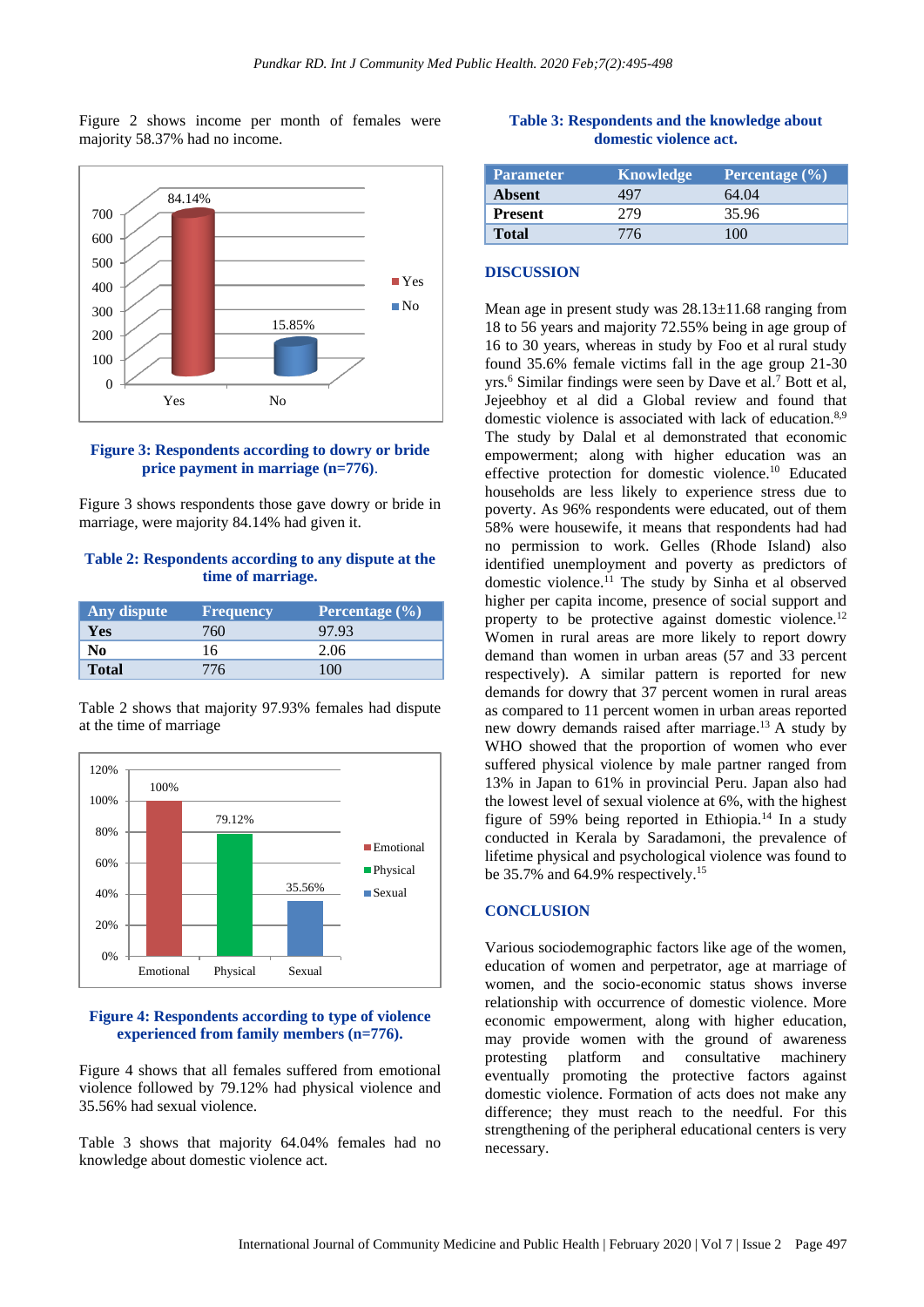Figure 2 shows income per month of females were majority 58.37% had no income.

**Figure 3: Respondents according to dowry or bride price payment in marriage (n=776).**

Figure 3 shows respondents those gave dowry or bride in marriage, were majority 84.14% had given it.

**Table 2: Respondents according to any dispute at the time of marriage.**

| Any dispute | Frequency | Percentage (%) |
|---|---|---|
| **Yes** | 760 | 97.93 |
| **No** | 16 | 2.06 |
| **Total** | 776 | 100 |

Table 2 shows that majority 97.93% females had dispute at the time of marriage

**Figure 4: Respondents according to type of violence experienced from family members (n=776).**

Figure 4 shows that all females suffered from emotional violence followed by 79.12% had physical violence and 35.56% had sexual violence.

Table 3 shows that majority 64.04% females had no knowledge about domestic violence act.

**Table 3: Respondents and the knowledge about domestic violence act.**

| Parameter | Knowledge | Percentage (%) |
|---|---|---|
| **Absent** | 497 | 64.04 |
| **Present** | 279 | 35.96 |
| **Total** | 776 | 100 |

## DISCUSSION

Mean age in present study was 28.13±11.68 ranging from 18 to 56 years and majority 72.55% being in age group of 16 to 30 years, whereas in study by Foo et al rural study found 35.6% female victims fall in the age group 21-30 yrs.[6] Similar findings were seen by Dave et al.[7] Bott et al, Jejeebhoy et al did a Global review and found that domestic violence is associated with lack of education.[8,9] The study by Dalal et al demonstrated that economic empowerment; along with higher education was an effective protection for domestic violence.[10] Educated households are less likely to experience stress due to poverty. As 96% respondents were educated, out of them 58% were housewife, it means that respondents had had no permission to work. Gelles (Rhode Island) also identified unemployment and poverty as predictors of domestic violence.[11] The study by Sinha et al observed higher per capita income, presence of social support and property to be protective against domestic violence.[12] Women in rural areas are more likely to report dowry demand than women in urban areas (57 and 33 percent respectively). A similar pattern is reported for new demands for dowry that 37 percent women in rural areas as compared to 11 percent women in urban areas reported new dowry demands raised after marriage.[13] A study by WHO showed that the proportion of women who ever suffered physical violence by male partner ranged from 13% in Japan to 61% in provincial Peru. Japan also had the lowest level of sexual violence at 6%, with the highest figure of 59% being reported in Ethiopia.[14] In a study conducted in Kerala by Saradamoni, the prevalence of lifetime physical and psychological violence was found to be 35.7% and 64.9% respectively.[15]

## CONCLUSION

Various sociodemographic factors like age of the women, education of women and perpetrator, age at marriage of women, and the socio-economic status shows inverse relationship with occurrence of domestic violence. More economic empowerment, along with higher education, may provide women with the ground of awareness protesting platform and consultative machinery eventually promoting the protective factors against domestic violence. Formation of acts does not make any difference; they must reach to the needful. For this strengthening of the peripheral educational centers is very necessary.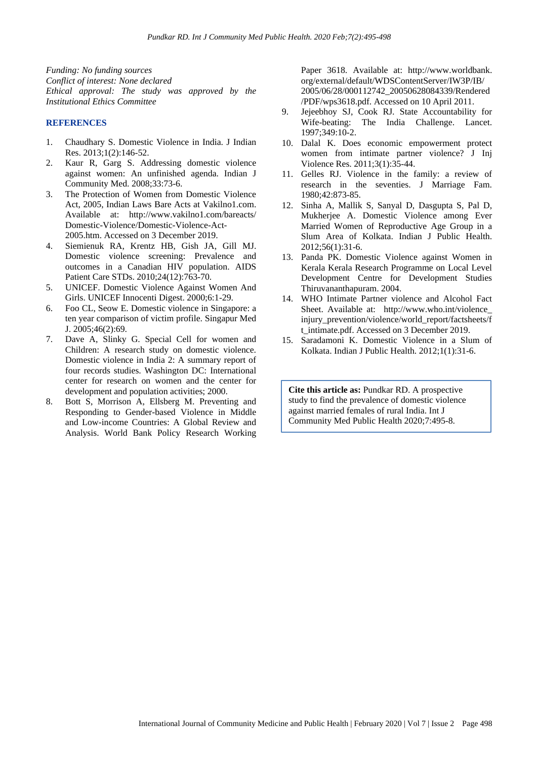*Funding: No funding sources*
*Conflict of interest: None declared*
*Ethical approval: The study was approved by the Institutional Ethics Committee*

## REFERENCES

1. Chaudhary S. Domestic Violence in India. J Indian Res. 2013;1(2):146-52.
2. Kaur R, Garg S. Addressing domestic violence against women: An unfinished agenda. Indian J Community Med. 2008;33:73-6.
3. The Protection of Women from Domestic Violence Act, 2005, Indian Laws Bare Acts at Vakilno1.com. Available at: http://www.vakilno1.com/bareacts/Domestic-Violence/Domestic-Violence-Act-2005.htm. Accessed on 3 December 2019.
4. Siemienuk RA, Krentz HB, Gish JA, Gill MJ. Domestic violence screening: Prevalence and outcomes in a Canadian HIV population. AIDS Patient Care STDs. 2010;24(12):763-70.
5. UNICEF. Domestic Violence Against Women And Girls. UNICEF Innocenti Digest. 2000;6:1-29.
6. Foo CL, Seow E. Domestic violence in Singapore: a ten year comparison of victim profile. Singapur Med J. 2005;46(2):69.
7. Dave A, Slinky G. Special Cell for women and Children: A research study on domestic violence. Domestic violence in India 2: A summary report of four records studies. Washington DC: International center for research on women and the center for development and population activities; 2000.
8. Bott S, Morrison A, Ellsberg M. Preventing and Responding to Gender-based Violence in Middle and Low-income Countries: A Global Review and Analysis. World Bank Policy Research Working Paper 3618. Available at: http://www.worldbank.org/external/default/WDSContentServer/IW3P/IB/2005/06/28/000112742_20050628084339/Rendered/PDF/wps3618.pdf. Accessed on 10 April 2011.
9. Jejeebhoy SJ, Cook RJ. State Accountability for Wife-beating: The India Challenge. Lancet. 1997;349:10-2.
10. Dalal K. Does economic empowerment protect women from intimate partner violence? J Inj Violence Res. 2011;3(1):35-44.
11. Gelles RJ. Violence in the family: a review of research in the seventies. J Marriage Fam. 1980;42:873-85.
12. Sinha A, Mallik S, Sanyal D, Dasgupta S, Pal D, Mukherjee A. Domestic Violence among Ever Married Women of Reproductive Age Group in a Slum Area of Kolkata. Indian J Public Health. 2012;56(1):31-6.
13. Panda PK. Domestic Violence against Women in Kerala Kerala Research Programme on Local Level Development Centre for Development Studies Thiruvananthapuram. 2004.
14. WHO Intimate Partner violence and Alcohol Fact Sheet. Available at: http://www.who.int/violence_injury_prevention/violence/world_report/factsheets/ft_intimate.pdf. Accessed on 3 December 2019.
15. Saradamoni K. Domestic Violence in a Slum of Kolkata. Indian J Public Health. 2012;1(1):31-6.

**Cite this article as:** Pundkar RD. A prospective study to find the prevalence of domestic violence against married females of rural India. Int J Community Med Public Health 2020;7:495-8.